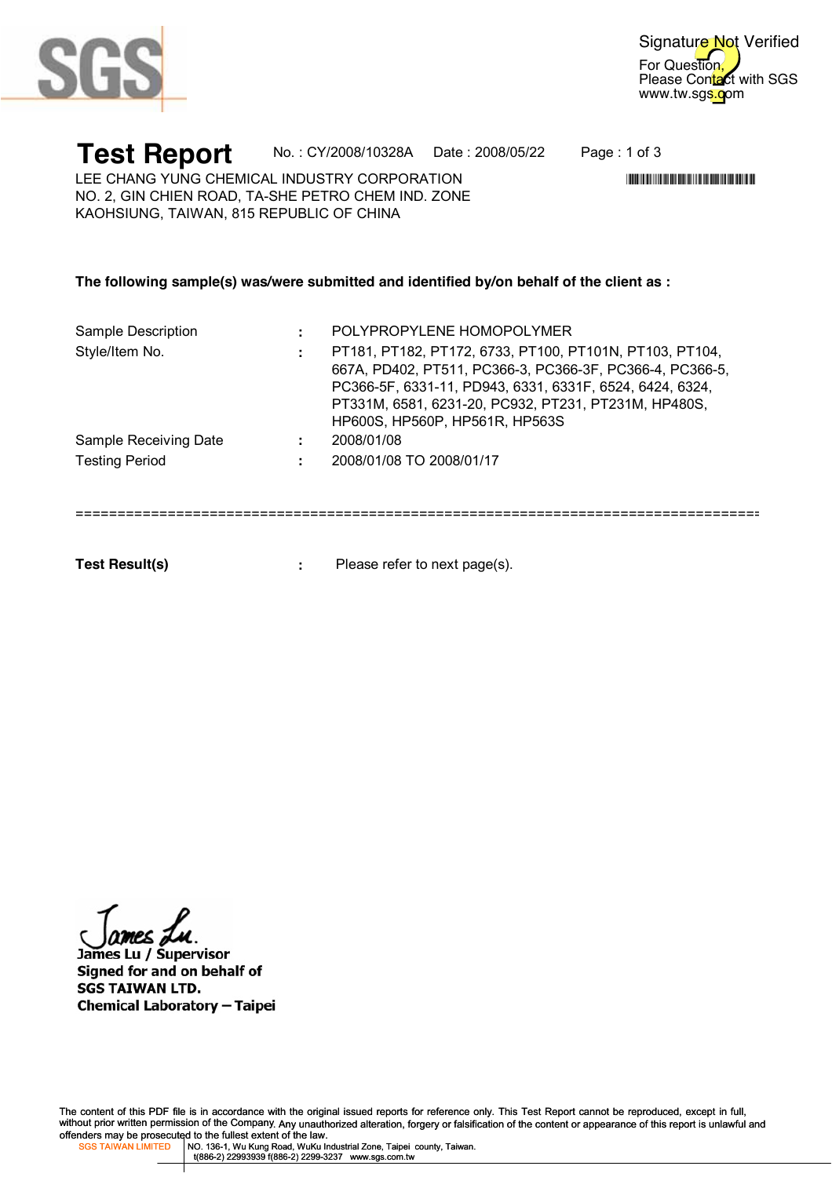Signature Not Verified
For Question,
Please Contact with SGS
www.tw.sgs.com

# Test Report

No. : CY/2008/10328A Date : 2008/05/22

LEE CHANG YUNG CHEMICAL INDUSTRY CORPORATION
NO. 2, GIN CHIEN ROAD, TA-SHE PETRO CHEM IND. ZONE
KAOHSIUNG, TAIWAN, 815 REPUBLIC OF CHINA

**The following sample(s) was/were submitted and identified by/on behalf of the client as :**

| | | |
|---|---|---|
| Sample Description | : | POLYPROPYLENE HOMOPOLYMER |
| Style/Item No. | : | PT181, PT182, PT172, 6733, PT100, PT101N, PT103, PT104, 667A, PD402, PT511, PC366-3, PC366-3F, PC366-4, PC366-5, PC366-5F, 6331-11, PD943, 6331, 6331F, 6524, 6424, 6324, PT331M, 6581, 6231-20, PC932, PT231, PT231M, HP480S, HP600S, HP560P, HP561R, HP563S |
| Sample Receiving Date | : | 2008/01/08 |
| Testing Period | : | 2008/01/08 TO 2008/01/17 |

================================================================================

**Test Result(s)** : Please refer to next page(s).

James Lu / Supervisor
Signed for and on behalf of
SGS TAIWAN LTD.
Chemical Laboratory – Taipei

The content of this PDF file is in accordance with the original issued reports for reference only. This Test Report cannot be reproduced, except in full, without prior written permission of the Company. Any unauthorized alteration, forgery or falsification of the content or appearance of this report is unlawful and offenders may be prosecuted to the fullest extent of the law.

SGS TAIWAN LIMITED | NO. 136-1, Wu Kung Road, WuKu Industrial Zone, Taipei county, Taiwan. t(886-2) 22993939 f(886-2) 2299-3237 www.sgs.com.tw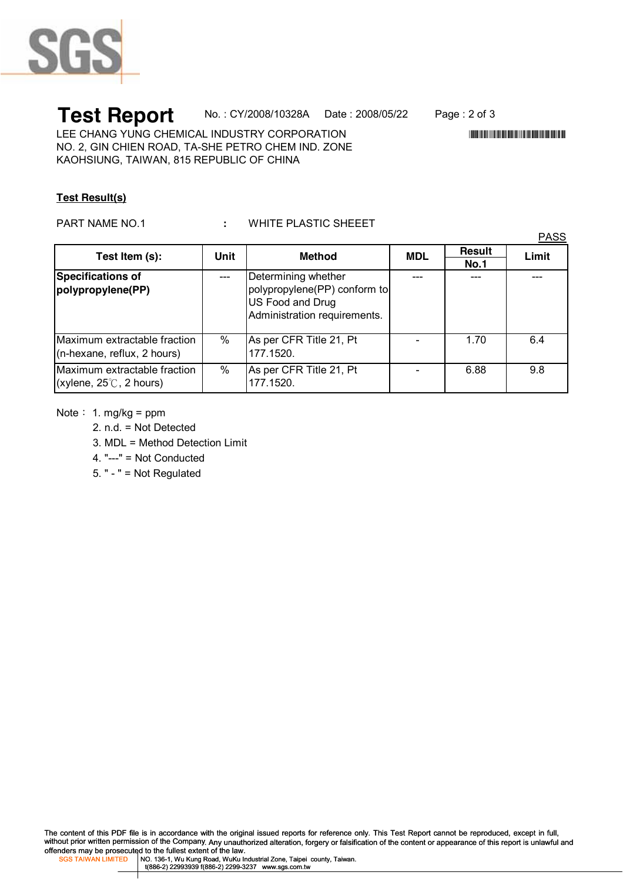# Test Report

No. : CY/2008/10328A Date : 2008/05/22

LEE CHANG YUNG CHEMICAL INDUSTRY CORPORATION
NO. 2, GIN CHIEN ROAD, TA-SHE PETRO CHEM IND. ZONE
KAOHSIUNG, TAIWAN, 815 REPUBLIC OF CHINA

**Test Result(s)**

PART NAME NO.1 : WHITE PLASTIC SHEEET

PASS

| Test Item (s): | Unit | Method | MDL | Result No.1 | Limit |
|---|---|---|---|---|---|
| **Specifications of polypropylene(PP)** | --- | Determining whether polypropylene(PP) conform to US Food and Drug Administration requirements. | --- | --- | --- |
| Maximum extractable fraction (n-hexane, reflux, 2 hours) | % | As per CFR Title 21, Pt 177.1520. | - | 1.70 | 6.4 |
| Maximum extractable fraction (xylene, 25℃, 2 hours) | % | As per CFR Title 21, Pt 177.1520. | - | 6.88 | 9.8 |

Note： 1. mg/kg = ppm
2. n.d. = Not Detected
3. MDL = Method Detection Limit
4. "---" = Not Conducted
5. " - " = Not Regulated

The content of this PDF file is in accordance with the original issued reports for reference only. This Test Report cannot be reproduced, except in full, without prior written permission of the Company. Any unauthorized alteration, forgery or falsification of the content or appearance of this report is unlawful and offenders may be prosecuted to the fullest extent of the law.

SGS TAIWAN LIMITED | NO. 136-1, Wu Kung Road, WuKu Industrial Zone, Taipei county, Taiwan. t(886-2) 22993939 f(886-2) 2299-3237 www.sgs.com.tw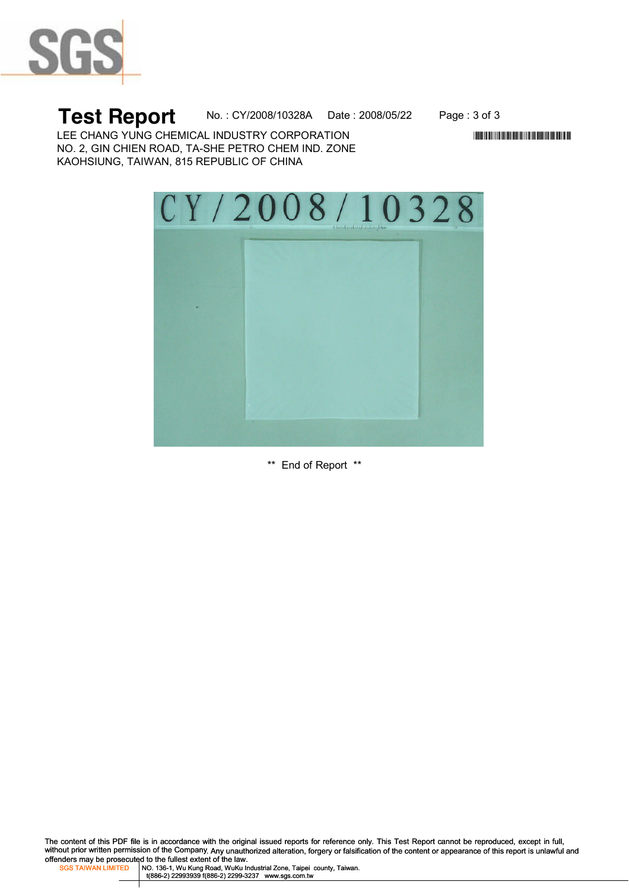# Test Report

No. : CY/2008/10328A Date : 2008/05/22

LEE CHANG YUNG CHEMICAL INDUSTRY CORPORATION
NO. 2, GIN CHIEN ROAD, TA-SHE PETRO CHEM IND. ZONE
KAOHSIUNG, TAIWAN, 815 REPUBLIC OF CHINA

CY/2008/10328

** End of Report **

The content of this PDF file is in accordance with the original issued reports for reference only. This Test Report cannot be reproduced, except in full, without prior written permission of the Company. Any unauthorized alteration, forgery or falsification of the content or appearance of this report is unlawful and offenders may be prosecuted to the fullest extent of the law.

SGS TAIWAN LIMITED | NO. 136-1, Wu Kung Road, WuKu Industrial Zone, Taipei county, Taiwan. t(886-2) 22993939 f(886-2) 2299-3237 www.sgs.com.tw